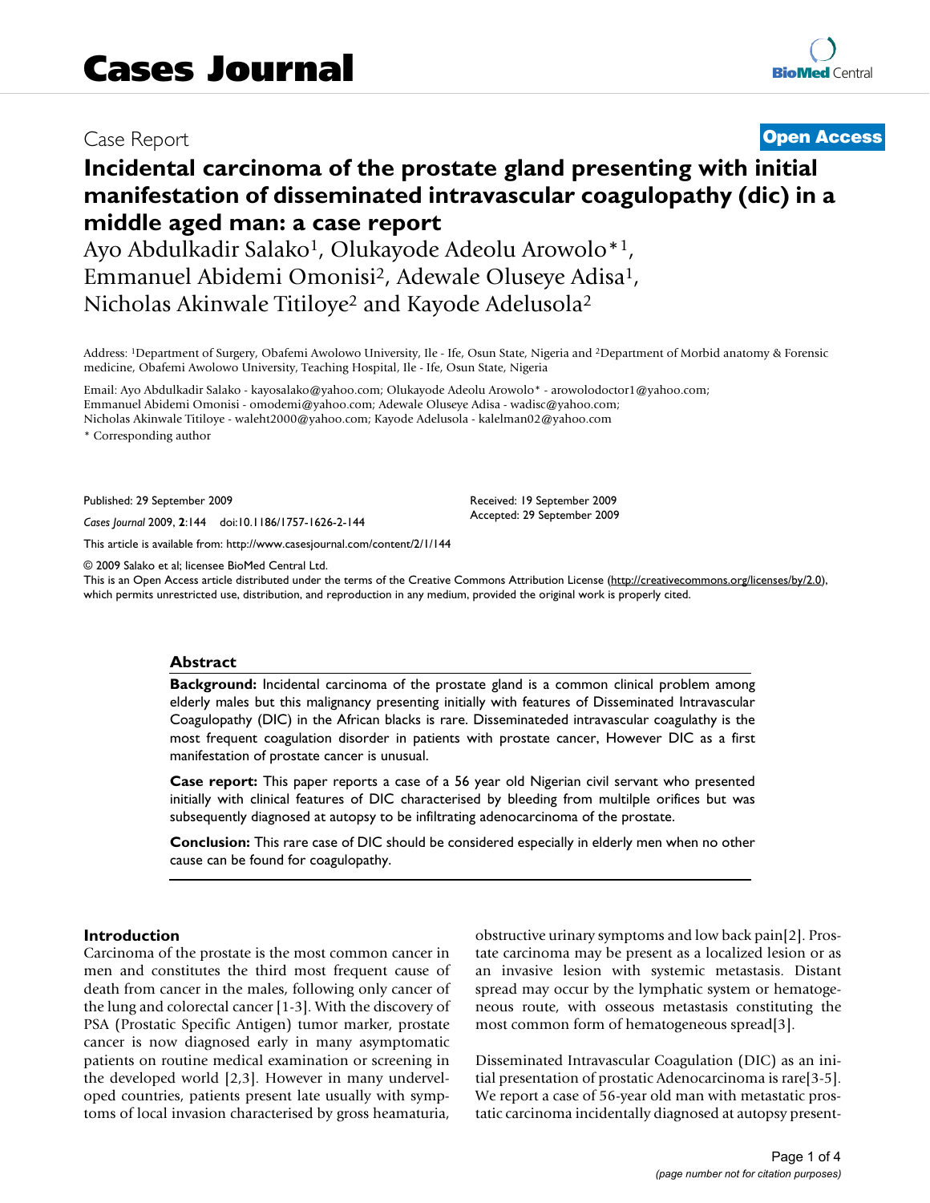# Cases Journal

Case Report

**Open Access**

# Incidental carcinoma of the prostate gland presenting with initial manifestation of disseminated intravascular coagulopathy (dic) in a middle aged man: a case report

Ayo Abdulkadir Salako[1], Olukayode Adeolu Arowolo*[1], Emmanuel Abidemi Omonisi[2], Adewale Oluseye Adisa[1], Nicholas Akinwale Titiloye[2] and Kayode Adelusola[2]

Address: [1]Department of Surgery, Obafemi Awolowo University, Ile - Ife, Osun State, Nigeria and [2]Department of Morbid anatomy & Forensic medicine, Obafemi Awolowo University, Teaching Hospital, Ile - Ife, Osun State, Nigeria

Email: Ayo Abdulkadir Salako - kayosalako@yahoo.com; Olukayode Adeolu Arowolo* - arowolodoctor1@yahoo.com; Emmanuel Abidemi Omonisi - omodemi@yahoo.com; Adewale Oluseye Adisa - wadisc@yahoo.com; Nicholas Akinwale Titiloye - waleht2000@yahoo.com; Kayode Adelusola - kalelman02@yahoo.com

\* Corresponding author

Published: 29 September 2009

*Cases Journal* 2009, **2**:144 doi:10.1186/1757-1626-2-144

Received: 19 September 2009
Accepted: 29 September 2009

This article is available from: http://www.casesjournal.com/content/2/1/144

© 2009 Salako et al; licensee BioMed Central Ltd.
This is an Open Access article distributed under the terms of the Creative Commons Attribution License (http://creativecommons.org/licenses/by/2.0), which permits unrestricted use, distribution, and reproduction in any medium, provided the original work is properly cited.

## Abstract

**Background:** Incidental carcinoma of the prostate gland is a common clinical problem among elderly males but this malignancy presenting initially with features of Disseminated Intravascular Coagulopathy (DIC) in the African blacks is rare. Disseminateded intravascular coagulathy is the most frequent coagulation disorder in patients with prostate cancer, However DIC as a first manifestation of prostate cancer is unusual.

**Case report:** This paper reports a case of a 56 year old Nigerian civil servant who presented initially with clinical features of DIC characterised by bleeding from multilple orifices but was subsequently diagnosed at autopsy to be infiltrating adenocarcinoma of the prostate.

**Conclusion:** This rare case of DIC should be considered especially in elderly men when no other cause can be found for coagulopathy.

## Introduction

Carcinoma of the prostate is the most common cancer in men and constitutes the third most frequent cause of death from cancer in the males, following only cancer of the lung and colorectal cancer [1-3]. With the discovery of PSA (Prostatic Specific Antigen) tumor marker, prostate cancer is now diagnosed early in many asymptomatic patients on routine medical examination or screening in the developed world [2,3]. However in many underveloped countries, patients present late usually with symptoms of local invasion characterised by gross heamaturia, obstructive urinary symptoms and low back pain[2]. Prostate carcinoma may be present as a localized lesion or as an invasive lesion with systemic metastasis. Distant spread may occur by the lymphatic system or hematogeneous route, with osseous metastasis constituting the most common form of hematogeneous spread[3].

Disseminated Intravascular Coagulation (DIC) as an initial presentation of prostatic Adenocarcinoma is rare[3-5]. We report a case of 56-year old man with metastatic prostatic carcinoma incidentally diagnosed at autopsy present-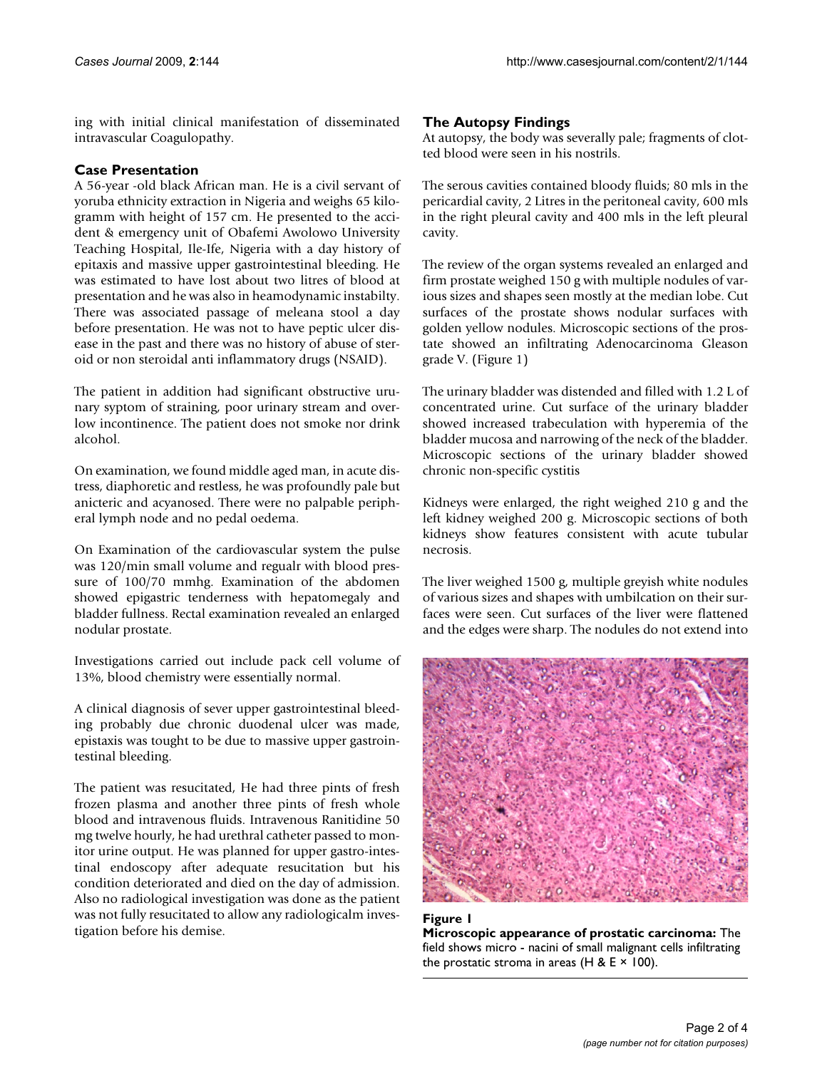ing with initial clinical manifestation of disseminated intravascular Coagulopathy.

## Case Presentation

A 56-year -old black African man. He is a civil servant of yoruba ethnicity extraction in Nigeria and weighs 65 kilogramm with height of 157 cm. He presented to the accident & emergency unit of Obafemi Awolowo University Teaching Hospital, Ile-Ife, Nigeria with a day history of epitaxis and massive upper gastrointestinal bleeding. He was estimated to have lost about two litres of blood at presentation and he was also in heamodynamic instabilty. There was associated passage of meleana stool a day before presentation. He was not to have peptic ulcer disease in the past and there was no history of abuse of steroid or non steroidal anti inflammatory drugs (NSAID).

The patient in addition had significant obstructive urunary syptom of straining, poor urinary stream and overlow incontinence. The patient does not smoke nor drink alcohol.

On examination, we found middle aged man, in acute distress, diaphoretic and restless, he was profoundly pale but anicteric and acyanosed. There were no palpable peripheral lymph node and no pedal oedema.

On Examination of the cardiovascular system the pulse was 120/min small volume and regualr with blood pressure of 100/70 mmhg. Examination of the abdomen showed epigastric tenderness with hepatomegaly and bladder fullness. Rectal examination revealed an enlarged nodular prostate.

Investigations carried out include pack cell volume of 13%, blood chemistry were essentially normal.

A clinical diagnosis of sever upper gastrointestinal bleeding probably due chronic duodenal ulcer was made, epistaxis was tought to be due to massive upper gastrointestinal bleeding.

The patient was resucitated, He had three pints of fresh frozen plasma and another three pints of fresh whole blood and intravenous fluids. Intravenous Ranitidine 50 mg twelve hourly, he had urethral catheter passed to monitor urine output. He was planned for upper gastro-intestinal endoscopy after adequate resucitation but his condition deteriorated and died on the day of admission. Also no radiological investigation was done as the patient was not fully resucitated to allow any radiologicalm investigation before his demise.

## The Autopsy Findings

At autopsy, the body was severally pale; fragments of clotted blood were seen in his nostrils.

The serous cavities contained bloody fluids; 80 mls in the pericardial cavity, 2 Litres in the peritoneal cavity, 600 mls in the right pleural cavity and 400 mls in the left pleural cavity.

The review of the organ systems revealed an enlarged and firm prostate weighed 150 g with multiple nodules of various sizes and shapes seen mostly at the median lobe. Cut surfaces of the prostate shows nodular surfaces with golden yellow nodules. Microscopic sections of the prostate showed an infiltrating Adenocarcinoma Gleason grade V. (Figure 1)

The urinary bladder was distended and filled with 1.2 L of concentrated urine. Cut surface of the urinary bladder showed increased trabeculation with hyperemia of the bladder mucosa and narrowing of the neck of the bladder. Microscopic sections of the urinary bladder showed chronic non-specific cystitis

Kidneys were enlarged, the right weighed 210 g and the left kidney weighed 200 g. Microscopic sections of both kidneys show features consistent with acute tubular necrosis.

The liver weighed 1500 g, multiple greyish white nodules of various sizes and shapes with umbilcation on their surfaces were seen. Cut surfaces of the liver were flattened and the edges were sharp. The nodules do not extend into

**Figure 1**
**Microscopic appearance of prostatic carcinoma:** The field shows micro - nacini of small malignant cells infiltrating the prostatic stroma in areas (H & E × 100).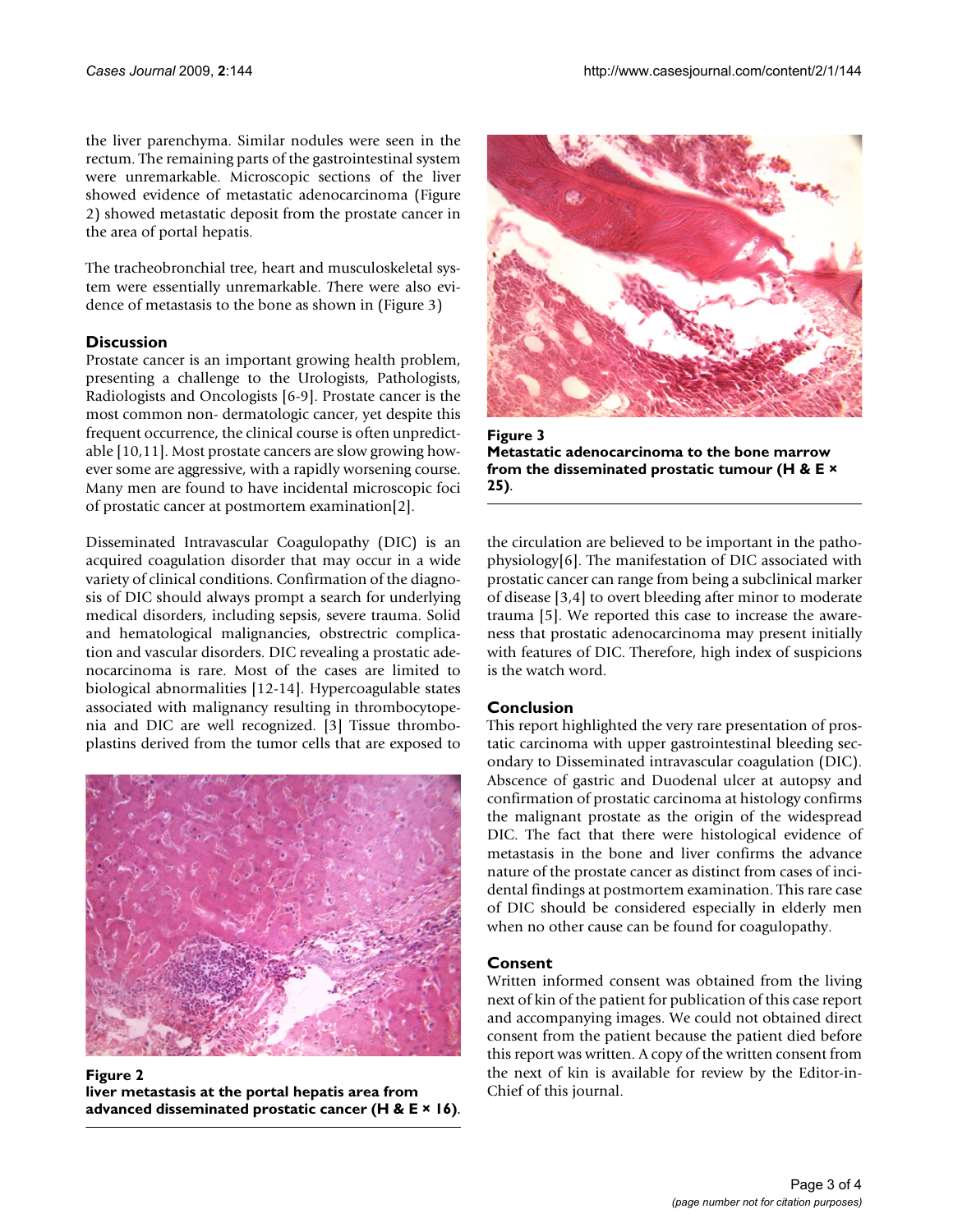the liver parenchyma. Similar nodules were seen in the rectum. The remaining parts of the gastrointestinal system were unremarkable. Microscopic sections of the liver showed evidence of metastatic adenocarcinoma (Figure 2) showed metastatic deposit from the prostate cancer in the area of portal hepatis.

The tracheobronchial tree, heart and musculoskeletal system were essentially unremarkable. There were also evidence of metastasis to the bone as shown in (Figure 3)

## Discussion

Prostate cancer is an important growing health problem, presenting a challenge to the Urologists, Pathologists, Radiologists and Oncologists [6-9]. Prostate cancer is the most common non- dermatologic cancer, yet despite this frequent occurrence, the clinical course is often unpredictable [10,11]. Most prostate cancers are slow growing however some are aggressive, with a rapidly worsening course. Many men are found to have incidental microscopic foci of prostatic cancer at postmortem examination[2].

Disseminated Intravascular Coagulopathy (DIC) is an acquired coagulation disorder that may occur in a wide variety of clinical conditions. Confirmation of the diagnosis of DIC should always prompt a search for underlying medical disorders, including sepsis, severe trauma. Solid and hematological malignancies, obstrectric complication and vascular disorders. DIC revealing a prostatic adenocarcinoma is rare. Most of the cases are limited to biological abnormalities [12-14]. Hypercoagulable states associated with malignancy resulting in thrombocytopenia and DIC are well recognized. [3] Tissue thromboplastins derived from the tumor cells that are exposed to the circulation are believed to be important in the pathophysiology[6]. The manifestation of DIC associated with prostatic cancer can range from being a subclinical marker of disease [3,4] to overt bleeding after minor to moderate trauma [5]. We reported this case to increase the awareness that prostatic adenocarcinoma may present initially with features of DIC. Therefore, high index of suspicions is the watch word.

**Figure 2**
**liver metastasis at the portal hepatis area from advanced disseminated prostatic cancer (H & E × 16).**

**Figure 3**
**Metastatic adenocarcinoma to the bone marrow from the disseminated prostatic tumour (H & E × 25).**

## Conclusion

This report highlighted the very rare presentation of prostatic carcinoma with upper gastrointestinal bleeding secondary to Disseminated intravascular coagulation (DIC). Abscence of gastric and Duodenal ulcer at autopsy and confirmation of prostatic carcinoma at histology confirms the malignant prostate as the origin of the widespread DIC. The fact that there were histological evidence of metastasis in the bone and liver confirms the advance nature of the prostate cancer as distinct from cases of incidental findings at postmortem examination. This rare case of DIC should be considered especially in elderly men when no other cause can be found for coagulopathy.

## Consent

Written informed consent was obtained from the living next of kin of the patient for publication of this case report and accompanying images. We could not obtained direct consent from the patient because the patient died before this report was written. A copy of the written consent from the next of kin is available for review by the Editor-in-Chief of this journal.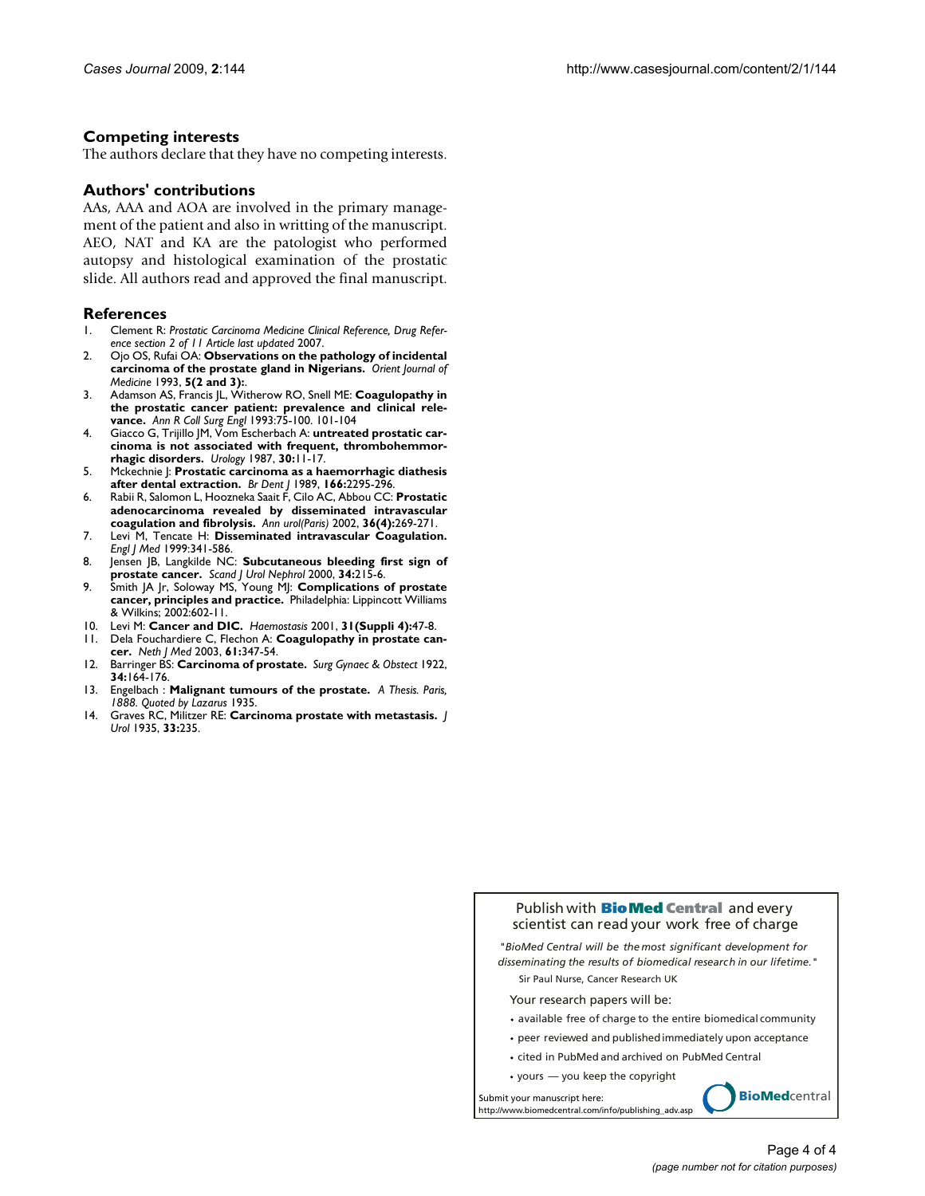## Competing interests

The authors declare that they have no competing interests.

## Authors' contributions

AAs, AAA and AOA are involved in the primary management of the patient and also in writting of the manuscript. AEO, NAT and KA are the patologist who performed autopsy and histological examination of the prostatic slide. All authors read and approved the final manuscript.

## References

1. Clement R: *Prostatic Carcinoma Medicine Clinical Reference, Drug Reference section 2 of 11 Article last updated* 2007.
2. Ojo OS, Rufai OA: **Observations on the pathology of incidental carcinoma of the prostate gland in Nigerians.** *Orient Journal of Medicine* 1993, **5(2 and 3):**.
3. Adamson AS, Francis JL, Witherow RO, Snell ME: **Coagulopathy in the prostatic cancer patient: prevalence and clinical relevance.** *Ann R Coll Surg Engl* 1993:75-100. 101-104
4. Giacco G, Trijillo JM, Vom Escherbach A: **untreated prostatic carcinoma is not associated with frequent, thrombohemmorrhagic disorders.** *Urology* 1987, **30:**11-17.
5. Mckechnie J: **Prostatic carcinoma as a haemorrhagic diathesis after dental extraction.** *Br Dent J* 1989, **166:**2295-296.
6. Rabii R, Salomon L, Hoozneka Saait F, Cilo AC, Abbou CC: **Prostatic adenocarcinoma revealed by disseminated intravascular coagulation and fibrolysis.** *Ann urol(Paris)* 2002, **36(4):**269-271.
7. Levi M, Tencate H: **Disseminated intravascular Coagulation.** *Engl J Med* 1999:341-586.
8. Jensen JB, Langkilde NC: **Subcutaneous bleeding first sign of prostate cancer.** *Scand J Urol Nephrol* 2000, **34:**215-6.
9. Smith JA Jr, Soloway MS, Young MJ: **Complications of prostate cancer, principles and practice.** Philadelphia: Lippincott Williams & Wilkins; 2002:602-11.
10. Levi M: **Cancer and DIC.** *Haemostasis* 2001, **31(Suppli 4):**47-8.
11. Dela Fouchardiere C, Flechon A: **Coagulopathy in prostate cancer.** *Neth J Med* 2003, **61:**347-54.
12. Barringer BS: **Carcinoma of prostate.** *Surg Gynaec & Obstect* 1922, **34:**164-176.
13. Engelbach : **Malignant tumours of the prostate.** *A Thesis. Paris, 1888. Quoted by Lazarus* 1935.
14. Graves RC, Militzer RE: **Carcinoma prostate with metastasis.** *J Urol* 1935, **33:**235.